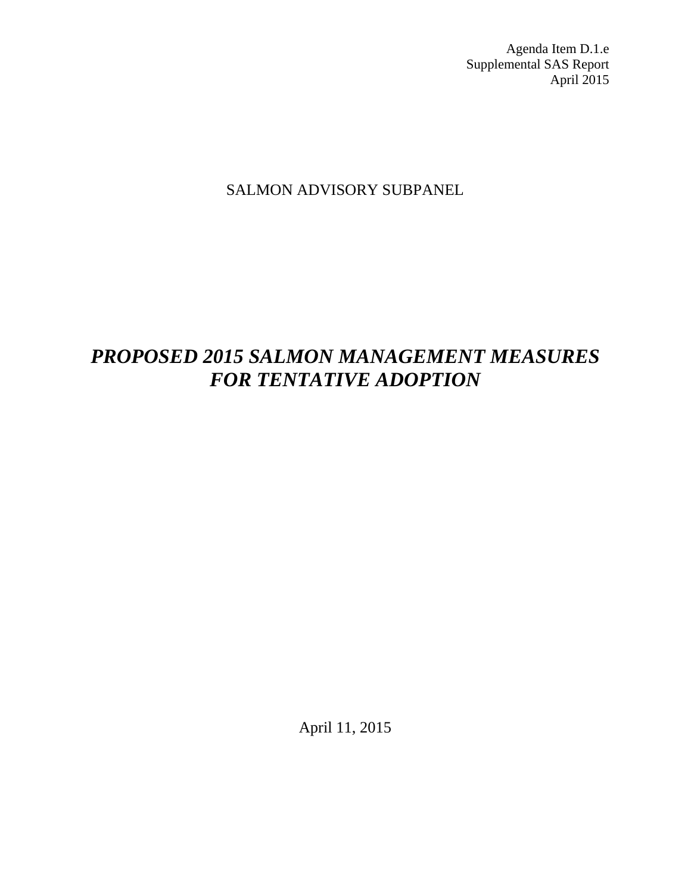Agenda Item D.1.e
Supplemental SAS Report
April 2015

SALMON ADVISORY SUBPANEL

# *PROPOSED 2015 SALMON MANAGEMENT MEASURES FOR TENTATIVE ADOPTION*

April 11, 2015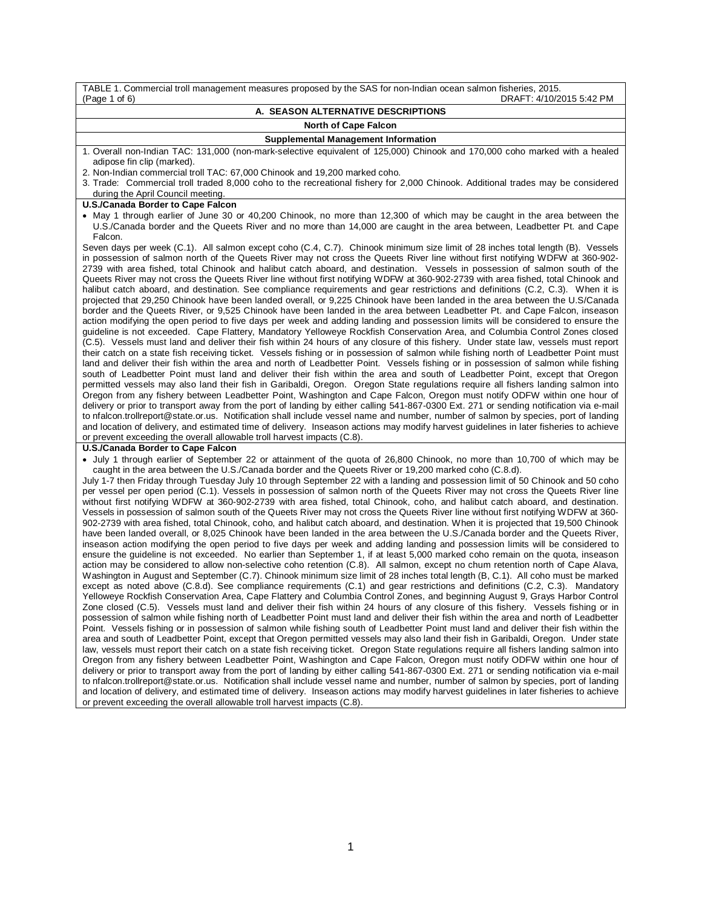TABLE 1. Commercial troll management measures proposed by the SAS for non-Indian ocean salmon fisheries, 2015.
(Page 1 of 6) DRAFT: 4/10/2015 5:42 PM

## A. SEASON ALTERNATIVE DESCRIPTIONS

### North of Cape Falcon

#### Supplemental Management Information

1. Overall non-Indian TAC: 131,000 (non-mark-selective equivalent of 125,000) Chinook and 170,000 coho marked with a healed adipose fin clip (marked).
2. Non-Indian commercial troll TAC: 67,000 Chinook and 19,200 marked coho.
3. Trade: Commercial troll traded 8,000 coho to the recreational fishery for 2,000 Chinook. Additional trades may be considered during the April Council meeting.

**U.S./Canada Border to Cape Falcon**

- May 1 through earlier of June 30 or 40,200 Chinook, no more than 12,300 of which may be caught in the area between the U.S./Canada border and the Queets River and no more than 14,000 are caught in the area between, Leadbetter Pt. and Cape Falcon.

Seven days per week (C.1). All salmon except coho (C.4, C.7). Chinook minimum size limit of 28 inches total length (B). Vessels in possession of salmon north of the Queets River may not cross the Queets River line without first notifying WDFW at 360-902-2739 with area fished, total Chinook and halibut catch aboard, and destination. Vessels in possession of salmon south of the Queets River may not cross the Queets River line without first notifying WDFW at 360-902-2739 with area fished, total Chinook and halibut catch aboard, and destination. See compliance requirements and gear restrictions and definitions (C.2, C.3). When it is projected that 29,250 Chinook have been landed overall, or 9,225 Chinook have been landed in the area between the U.S/Canada border and the Queets River, or 9,525 Chinook have been landed in the area between Leadbetter Pt. and Cape Falcon, inseason action modifying the open period to five days per week and adding landing and possession limits will be considered to ensure the guideline is not exceeded. Cape Flattery, Mandatory Yelloweye Rockfish Conservation Area, and Columbia Control Zones closed (C.5). Vessels must land and deliver their fish within 24 hours of any closure of this fishery. Under state law, vessels must report their catch on a state fish receiving ticket. Vessels fishing or in possession of salmon while fishing north of Leadbetter Point must land and deliver their fish within the area and north of Leadbetter Point. Vessels fishing or in possession of salmon while fishing south of Leadbetter Point must land and deliver their fish within the area and south of Leadbetter Point, except that Oregon permitted vessels may also land their fish in Garibaldi, Oregon. Oregon State regulations require all fishers landing salmon into Oregon from any fishery between Leadbetter Point, Washington and Cape Falcon, Oregon must notify ODFW within one hour of delivery or prior to transport away from the port of landing by either calling 541-867-0300 Ext. 271 or sending notification via e-mail to nfalcon.trollreport@state.or.us. Notification shall include vessel name and number, number of salmon by species, port of landing and location of delivery, and estimated time of delivery. Inseason actions may modify harvest guidelines in later fisheries to achieve or prevent exceeding the overall allowable troll harvest impacts (C.8).

**U.S./Canada Border to Cape Falcon**

- July 1 through earlier of September 22 or attainment of the quota of 26,800 Chinook, no more than 10,700 of which may be caught in the area between the U.S./Canada border and the Queets River or 19,200 marked coho (C.8.d).

July 1-7 then Friday through Tuesday July 10 through September 22 with a landing and possession limit of 50 Chinook and 50 coho per vessel per open period (C.1). Vessels in possession of salmon north of the Queets River may not cross the Queets River line without first notifying WDFW at 360-902-2739 with area fished, total Chinook, coho, and halibut catch aboard, and destination. Vessels in possession of salmon south of the Queets River may not cross the Queets River line without first notifying WDFW at 360-902-2739 with area fished, total Chinook, coho, and halibut catch aboard, and destination. When it is projected that 19,500 Chinook have been landed overall, or 8,025 Chinook have been landed in the area between the U.S./Canada border and the Queets River, inseason action modifying the open period to five days per week and adding landing and possession limits will be considered to ensure the guideline is not exceeded. No earlier than September 1, if at least 5,000 marked coho remain on the quota, inseason action may be considered to allow non-selective coho retention (C.8). All salmon, except no chum retention north of Cape Alava, Washington in August and September (C.7). Chinook minimum size limit of 28 inches total length (B, C.1). All coho must be marked except as noted above (C.8.d). See compliance requirements (C.1) and gear restrictions and definitions (C.2, C.3). Mandatory Yelloweye Rockfish Conservation Area, Cape Flattery and Columbia Control Zones, and beginning August 9, Grays Harbor Control Zone closed (C.5). Vessels must land and deliver their fish within 24 hours of any closure of this fishery. Vessels fishing or in possession of salmon while fishing north of Leadbetter Point must land and deliver their fish within the area and north of Leadbetter Point. Vessels fishing or in possession of salmon while fishing south of Leadbetter Point must land and deliver their fish within the area and south of Leadbetter Point, except that Oregon permitted vessels may also land their fish in Garibaldi, Oregon. Under state law, vessels must report their catch on a state fish receiving ticket. Oregon State regulations require all fishers landing salmon into Oregon from any fishery between Leadbetter Point, Washington and Cape Falcon, Oregon must notify ODFW within one hour of delivery or prior to transport away from the port of landing by either calling 541-867-0300 Ext. 271 or sending notification via e-mail to nfalcon.trollreport@state.or.us. Notification shall include vessel name and number, number of salmon by species, port of landing and location of delivery, and estimated time of delivery. Inseason actions may modify harvest guidelines in later fisheries to achieve or prevent exceeding the overall allowable troll harvest impacts (C.8).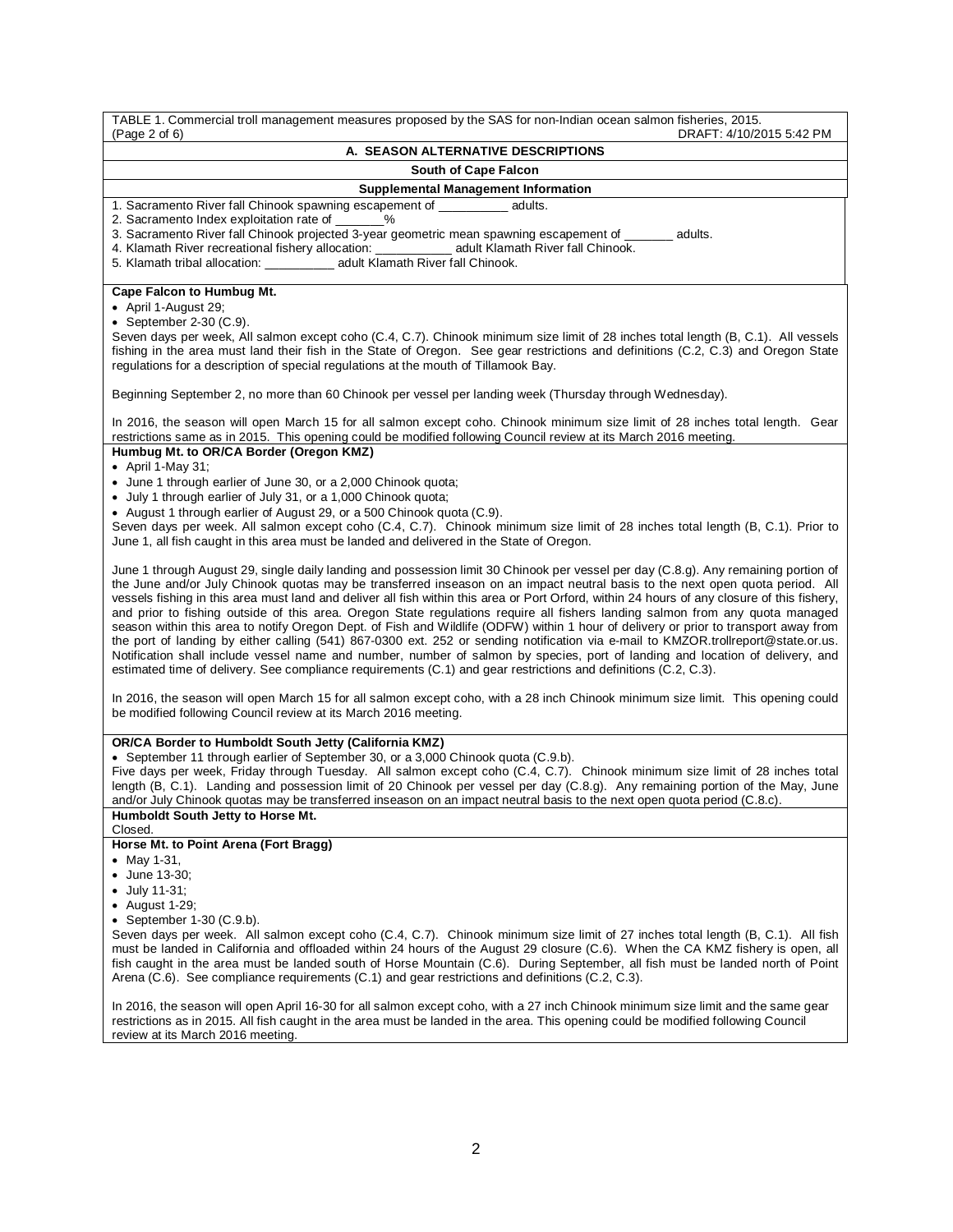TABLE 1. Commercial troll management measures proposed by the SAS for non-Indian ocean salmon fisheries, 2015.
(Page 2 of 6) DRAFT: 4/10/2015 5:42 PM

## A. SEASON ALTERNATIVE DESCRIPTIONS

### South of Cape Falcon

#### Supplemental Management Information

1. Sacramento River fall Chinook spawning escapement of __________ adults.
2. Sacramento Index exploitation rate of _______%
3. Sacramento River fall Chinook projected 3-year geometric mean spawning escapement of _______ adults.
4. Klamath River recreational fishery allocation: ___________ adult Klamath River fall Chinook.
5. Klamath tribal allocation: __________ adult Klamath River fall Chinook.

**Cape Falcon to Humbug Mt.**

- April 1-August 29;
- September 2-30 (C.9).

Seven days per week, All salmon except coho (C.4, C.7). Chinook minimum size limit of 28 inches total length (B, C.1). All vessels fishing in the area must land their fish in the State of Oregon. See gear restrictions and definitions (C.2, C.3) and Oregon State regulations for a description of special regulations at the mouth of Tillamook Bay.

Beginning September 2, no more than 60 Chinook per vessel per landing week (Thursday through Wednesday).

In 2016, the season will open March 15 for all salmon except coho. Chinook minimum size limit of 28 inches total length. Gear restrictions same as in 2015. This opening could be modified following Council review at its March 2016 meeting.

**Humbug Mt. to OR/CA Border (Oregon KMZ)**

- April 1-May 31;
- June 1 through earlier of June 30, or a 2,000 Chinook quota;
- July 1 through earlier of July 31, or a 1,000 Chinook quota;
- August 1 through earlier of August 29, or a 500 Chinook quota (C.9).

Seven days per week. All salmon except coho (C.4, C.7). Chinook minimum size limit of 28 inches total length (B, C.1). Prior to June 1, all fish caught in this area must be landed and delivered in the State of Oregon.

June 1 through August 29, single daily landing and possession limit 30 Chinook per vessel per day (C.8.g). Any remaining portion of the June and/or July Chinook quotas may be transferred inseason on an impact neutral basis to the next open quota period. All vessels fishing in this area must land and deliver all fish within this area or Port Orford, within 24 hours of any closure of this fishery, and prior to fishing outside of this area. Oregon State regulations require all fishers landing salmon from any quota managed season within this area to notify Oregon Dept. of Fish and Wildlife (ODFW) within 1 hour of delivery or prior to transport away from the port of landing by either calling (541) 867-0300 ext. 252 or sending notification via e-mail to KMZOR.trollreport@state.or.us. Notification shall include vessel name and number, number of salmon by species, port of landing and location of delivery, and estimated time of delivery. See compliance requirements (C.1) and gear restrictions and definitions (C.2, C.3).

In 2016, the season will open March 15 for all salmon except coho, with a 28 inch Chinook minimum size limit. This opening could be modified following Council review at its March 2016 meeting.

**OR/CA Border to Humboldt South Jetty (California KMZ)**

- September 11 through earlier of September 30, or a 3,000 Chinook quota (C.9.b).

Five days per week, Friday through Tuesday. All salmon except coho (C.4, C.7). Chinook minimum size limit of 28 inches total length (B, C.1). Landing and possession limit of 20 Chinook per vessel per day (C.8.g). Any remaining portion of the May, June and/or July Chinook quotas may be transferred inseason on an impact neutral basis to the next open quota period (C.8.c).

**Humboldt South Jetty to Horse Mt.**

Closed.

**Horse Mt. to Point Arena (Fort Bragg)**

- May 1-31,
- June 13-30;
- July 11-31;
- August 1-29;
- September 1-30 (C.9.b).

Seven days per week. All salmon except coho (C.4, C.7). Chinook minimum size limit of 27 inches total length (B, C.1). All fish must be landed in California and offloaded within 24 hours of the August 29 closure (C.6). When the CA KMZ fishery is open, all fish caught in the area must be landed south of Horse Mountain (C.6). During September, all fish must be landed north of Point Arena (C.6). See compliance requirements (C.1) and gear restrictions and definitions (C.2, C.3).

In 2016, the season will open April 16-30 for all salmon except coho, with a 27 inch Chinook minimum size limit and the same gear restrictions as in 2015. All fish caught in the area must be landed in the area. This opening could be modified following Council review at its March 2016 meeting.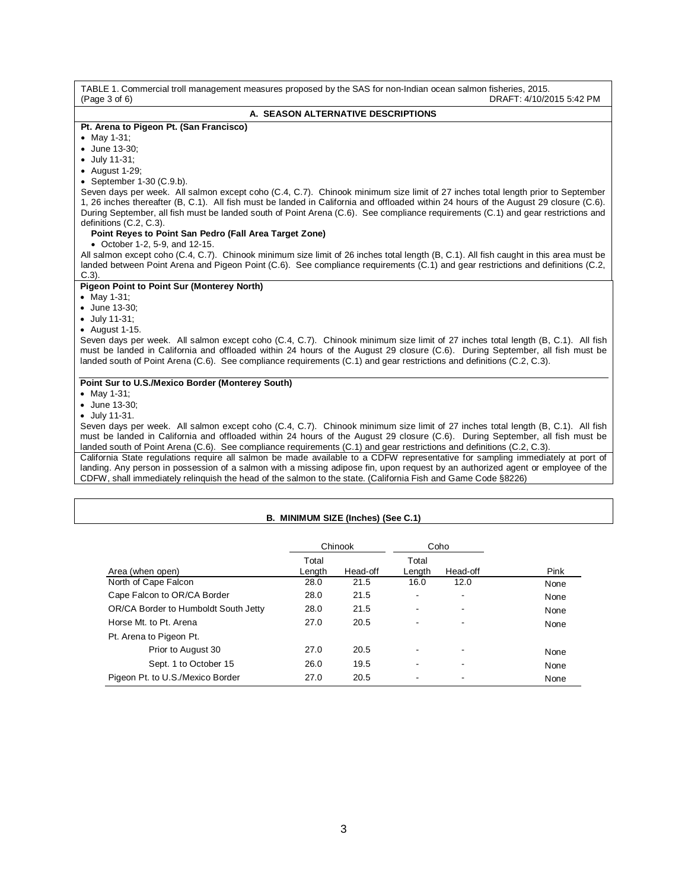TABLE 1. Commercial troll management measures proposed by the SAS for non-Indian ocean salmon fisheries, 2015.
(Page 3 of 6) DRAFT: 4/10/2015 5:42 PM

## A. SEASON ALTERNATIVE DESCRIPTIONS

**Pt. Arena to Pigeon Pt. (San Francisco)**

- May 1-31;
- June 13-30;
- July 11-31;
- August 1-29;
- September 1-30 (C.9.b).

Seven days per week. All salmon except coho (C.4, C.7). Chinook minimum size limit of 27 inches total length prior to September 1, 26 inches thereafter (B, C.1). All fish must be landed in California and offloaded within 24 hours of the August 29 closure (C.6). During September, all fish must be landed south of Point Arena (C.6). See compliance requirements (C.1) and gear restrictions and definitions (C.2, C.3).

**Point Reyes to Point San Pedro (Fall Area Target Zone)**

- October 1-2, 5-9, and 12-15.

All salmon except coho (C.4, C.7). Chinook minimum size limit of 26 inches total length (B, C.1). All fish caught in this area must be landed between Point Arena and Pigeon Point (C.6). See compliance requirements (C.1) and gear restrictions and definitions (C.2, C.3).

**Pigeon Point to Point Sur (Monterey North)**

- May 1-31;
- June 13-30;
- July 11-31;
- August 1-15.

Seven days per week. All salmon except coho (C.4, C.7). Chinook minimum size limit of 27 inches total length (B, C.1). All fish must be landed in California and offloaded within 24 hours of the August 29 closure (C.6). During September, all fish must be landed south of Point Arena (C.6). See compliance requirements (C.1) and gear restrictions and definitions (C.2, C.3).

**Point Sur to U.S./Mexico Border (Monterey South)**

- May 1-31;
- June 13-30;
- July 11-31.

Seven days per week. All salmon except coho (C.4, C.7). Chinook minimum size limit of 27 inches total length (B, C.1). All fish must be landed in California and offloaded within 24 hours of the August 29 closure (C.6). During September, all fish must be landed south of Point Arena (C.6). See compliance requirements (C.1) and gear restrictions and definitions (C.2, C.3).

California State regulations require all salmon be made available to a CDFW representative for sampling immediately at port of landing. Any person in possession of a salmon with a missing adipose fin, upon request by an authorized agent or employee of the CDFW, shall immediately relinquish the head of the salmon to the state. (California Fish and Game Code §8226)

## B. MINIMUM SIZE (Inches) (See C.1)

| | Chinook | | Coho | | |
|---|---|---|---|---|---|
| Area (when open) | Total Length | Head-off | Total Length | Head-off | Pink |
| North of Cape Falcon | 28.0 | 21.5 | 16.0 | 12.0 | None |
| Cape Falcon to OR/CA Border | 28.0 | 21.5 | - | - | None |
| OR/CA Border to Humboldt South Jetty | 28.0 | 21.5 | - | - | None |
| Horse Mt. to Pt. Arena | 27.0 | 20.5 | - | - | None |
| Pt. Arena to Pigeon Pt. | | | | | |
| Prior to August 30 | 27.0 | 20.5 | - | - | None |
| Sept. 1 to October 15 | 26.0 | 19.5 | - | - | None |
| Pigeon Pt. to U.S./Mexico Border | 27.0 | 20.5 | - | - | None |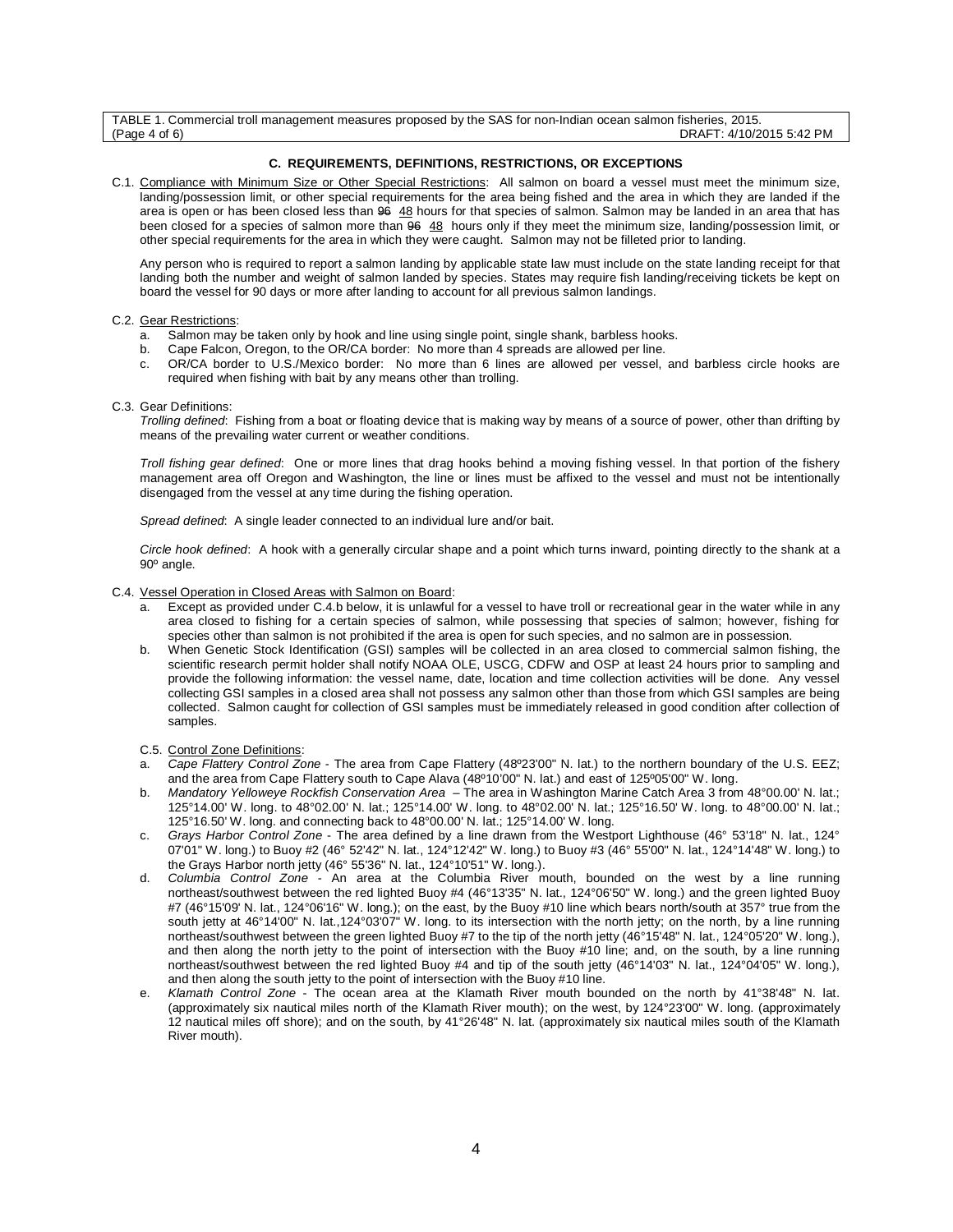TABLE 1. Commercial troll management measures proposed by the SAS for non-Indian ocean salmon fisheries, 2015.
(Page 4 of 6) DRAFT: 4/10/2015 5:42 PM

### C. REQUIREMENTS, DEFINITIONS, RESTRICTIONS, OR EXCEPTIONS

C.1. Compliance with Minimum Size or Other Special Restrictions: All salmon on board a vessel must meet the minimum size, landing/possession limit, or other special requirements for the area being fished and the area in which they are landed if the area is open or has been closed less than ~~96~~ 48 hours for that species of salmon. Salmon may be landed in an area that has been closed for a species of salmon more than ~~96~~ 48 hours only if they meet the minimum size, landing/possession limit, or other special requirements for the area in which they were caught. Salmon may not be filleted prior to landing.

Any person who is required to report a salmon landing by applicable state law must include on the state landing receipt for that landing both the number and weight of salmon landed by species. States may require fish landing/receiving tickets be kept on board the vessel for 90 days or more after landing to account for all previous salmon landings.

C.2. Gear Restrictions:

a. Salmon may be taken only by hook and line using single point, single shank, barbless hooks.
b. Cape Falcon, Oregon, to the OR/CA border: No more than 4 spreads are allowed per line.
c. OR/CA border to U.S./Mexico border: No more than 6 lines are allowed per vessel, and barbless circle hooks are required when fishing with bait by any means other than trolling.

C.3. Gear Definitions:

*Trolling defined*: Fishing from a boat or floating device that is making way by means of a source of power, other than drifting by means of the prevailing water current or weather conditions.

*Troll fishing gear defined*: One or more lines that drag hooks behind a moving fishing vessel. In that portion of the fishery management area off Oregon and Washington, the line or lines must be affixed to the vessel and must not be intentionally disengaged from the vessel at any time during the fishing operation.

*Spread defined*: A single leader connected to an individual lure and/or bait.

*Circle hook defined*: A hook with a generally circular shape and a point which turns inward, pointing directly to the shank at a 90º angle.

C.4. Vessel Operation in Closed Areas with Salmon on Board:

a. Except as provided under C.4.b below, it is unlawful for a vessel to have troll or recreational gear in the water while in any area closed to fishing for a certain species of salmon, while possessing that species of salmon; however, fishing for species other than salmon is not prohibited if the area is open for such species, and no salmon are in possession.
b. When Genetic Stock Identification (GSI) samples will be collected in an area closed to commercial salmon fishing, the scientific research permit holder shall notify NOAA OLE, USCG, CDFW and OSP at least 24 hours prior to sampling and provide the following information: the vessel name, date, location and time collection activities will be done. Any vessel collecting GSI samples in a closed area shall not possess any salmon other than those from which GSI samples are being collected. Salmon caught for collection of GSI samples must be immediately released in good condition after collection of samples.

C.5. Control Zone Definitions:

a. *Cape Flattery Control Zone* - The area from Cape Flattery (48º23'00" N. lat.) to the northern boundary of the U.S. EEZ; and the area from Cape Flattery south to Cape Alava (48º10'00" N. lat.) and east of 125º05'00" W. long.
b. *Mandatory Yelloweye Rockfish Conservation Area* – The area in Washington Marine Catch Area 3 from 48°00.00' N. lat.; 125°14.00' W. long. to 48°02.00' N. lat.; 125°14.00' W. long. to 48°02.00' N. lat.; 125°16.50' W. long. to 48°00.00' N. lat.; 125°16.50' W. long. and connecting back to 48°00.00' N. lat.; 125°14.00' W. long.
c. *Grays Harbor Control Zone* - The area defined by a line drawn from the Westport Lighthouse (46° 53'18" N. lat., 124° 07'01" W. long.) to Buoy #2 (46° 52'42" N. lat., 124°12'42" W. long.) to Buoy #3 (46° 55'00" N. lat., 124°14'48" W. long.) to the Grays Harbor north jetty (46° 55'36" N. lat., 124°10'51" W. long.).
d. *Columbia Control Zone* - An area at the Columbia River mouth, bounded on the west by a line running northeast/southwest between the red lighted Buoy #4 (46°13'35" N. lat., 124°06'50" W. long.) and the green lighted Buoy #7 (46°15'09' N. lat., 124°06'16" W. long.); on the east, by the Buoy #10 line which bears north/south at 357° true from the south jetty at 46°14'00" N. lat.,124°03'07" W. long. to its intersection with the north jetty; on the north, by a line running northeast/southwest between the green lighted Buoy #7 to the tip of the north jetty (46°15'48" N. lat., 124°05'20" W. long.), and then along the north jetty to the point of intersection with the Buoy #10 line; and, on the south, by a line running northeast/southwest between the red lighted Buoy #4 and tip of the south jetty (46°14'03" N. lat., 124°04'05" W. long.), and then along the south jetty to the point of intersection with the Buoy #10 line.
e. *Klamath Control Zone* - The ocean area at the Klamath River mouth bounded on the north by 41°38'48" N. lat. (approximately six nautical miles north of the Klamath River mouth); on the west, by 124°23'00" W. long. (approximately 12 nautical miles off shore); and on the south, by 41°26'48" N. lat. (approximately six nautical miles south of the Klamath River mouth).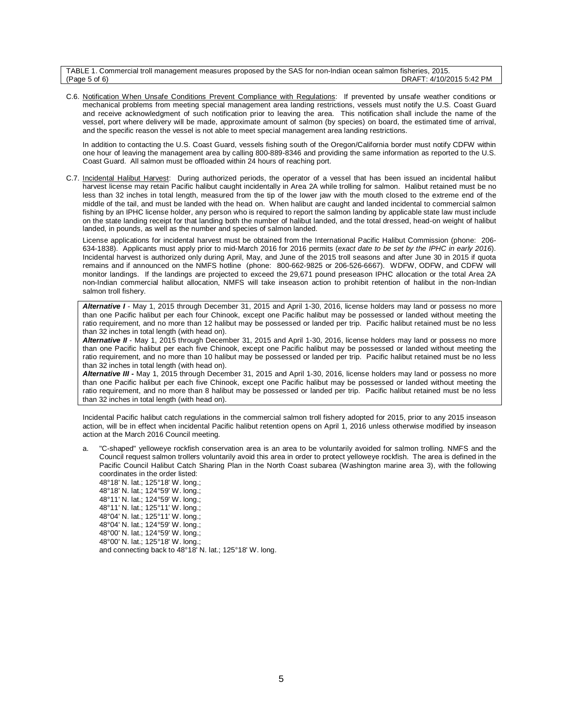C.6. Notification When Unsafe Conditions Prevent Compliance with Regulations: If prevented by unsafe weather conditions or mechanical problems from meeting special management area landing restrictions, vessels must notify the U.S. Coast Guard and receive acknowledgment of such notification prior to leaving the area. This notification shall include the name of the vessel, port where delivery will be made, approximate amount of salmon (by species) on board, the estimated time of arrival, and the specific reason the vessel is not able to meet special management area landing restrictions.

In addition to contacting the U.S. Coast Guard, vessels fishing south of the Oregon/California border must notify CDFW within one hour of leaving the management area by calling 800-889-8346 and providing the same information as reported to the U.S. Coast Guard. All salmon must be offloaded within 24 hours of reaching port.

C.7. Incidental Halibut Harvest: During authorized periods, the operator of a vessel that has been issued an incidental halibut harvest license may retain Pacific halibut caught incidentally in Area 2A while trolling for salmon. Halibut retained must be no less than 32 inches in total length, measured from the tip of the lower jaw with the mouth closed to the extreme end of the middle of the tail, and must be landed with the head on. When halibut are caught and landed incidental to commercial salmon fishing by an IPHC license holder, any person who is required to report the salmon landing by applicable state law must include on the state landing receipt for that landing both the number of halibut landed, and the total dressed, head-on weight of halibut landed, in pounds, as well as the number and species of salmon landed.

License applications for incidental harvest must be obtained from the International Pacific Halibut Commission (phone: 206-634-1838). Applicants must apply prior to mid-March 2016 for 2016 permits (*exact date to be set by the IPHC in early 2016*). Incidental harvest is authorized only during April, May, and June of the 2015 troll seasons and after June 30 in 2015 if quota remains and if announced on the NMFS hotline (phone: 800-662-9825 or 206-526-6667). WDFW, ODFW, and CDFW will monitor landings. If the landings are projected to exceed the 29,671 pound preseason IPHC allocation or the total Area 2A non-Indian commercial halibut allocation, NMFS will take inseason action to prohibit retention of halibut in the non-Indian salmon troll fishery.

***Alternative I*** - May 1, 2015 through December 31, 2015 and April 1-30, 2016, license holders may land or possess no more than one Pacific halibut per each four Chinook, except one Pacific halibut may be possessed or landed without meeting the ratio requirement, and no more than 12 halibut may be possessed or landed per trip. Pacific halibut retained must be no less than 32 inches in total length (with head on).

***Alternative II*** - May 1, 2015 through December 31, 2015 and April 1-30, 2016, license holders may land or possess no more than one Pacific halibut per each five Chinook, except one Pacific halibut may be possessed or landed without meeting the ratio requirement, and no more than 10 halibut may be possessed or landed per trip. Pacific halibut retained must be no less than 32 inches in total length (with head on).

***Alternative III -*** May 1, 2015 through December 31, 2015 and April 1-30, 2016, license holders may land or possess no more than one Pacific halibut per each five Chinook, except one Pacific halibut may be possessed or landed without meeting the ratio requirement, and no more than 8 halibut may be possessed or landed per trip. Pacific halibut retained must be no less than 32 inches in total length (with head on).

Incidental Pacific halibut catch regulations in the commercial salmon troll fishery adopted for 2015, prior to any 2015 inseason action, will be in effect when incidental Pacific halibut retention opens on April 1, 2016 unless otherwise modified by inseason action at the March 2016 Council meeting.

a. "C-shaped" yelloweye rockfish conservation area is an area to be voluntarily avoided for salmon trolling. NMFS and the Council request salmon trollers voluntarily avoid this area in order to protect yelloweye rockfish. The area is defined in the Pacific Council Halibut Catch Sharing Plan in the North Coast subarea (Washington marine area 3), with the following coordinates in the order listed:
   48°18' N. lat.; 125°18' W. long.;
   48°18' N. lat.; 124°59' W. long.;
   48°11' N. lat.; 124°59' W. long.;
   48°11' N. lat.; 125°11' W. long.;
   48°04' N. lat.; 125°11' W. long.;
   48°04' N. lat.; 124°59' W. long.;
   48°00' N. lat.; 124°59' W. long.;
   48°00' N. lat.; 125°18' W. long.;
   and connecting back to 48°18' N. lat.; 125°18' W. long.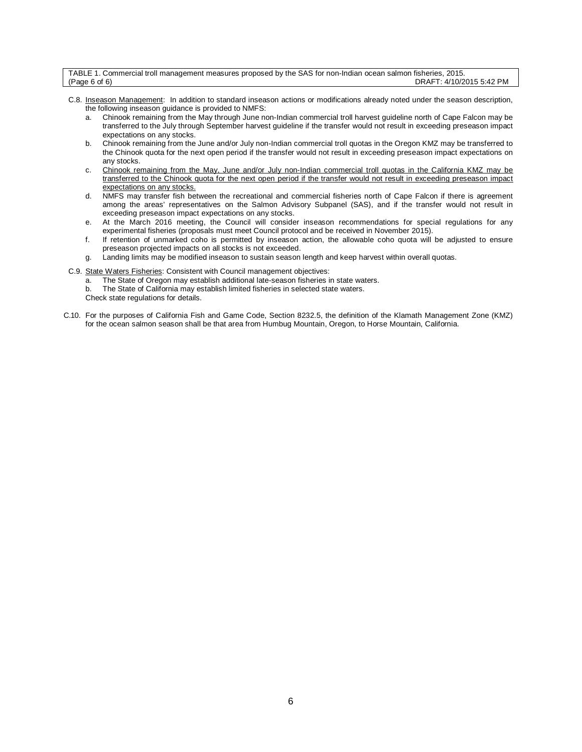TABLE 1. Commercial troll management measures proposed by the SAS for non-Indian ocean salmon fisheries, 2015.
(Page 6 of 6) DRAFT: 4/10/2015 5:42 PM

C.8. Inseason Management: In addition to standard inseason actions or modifications already noted under the season description, the following inseason guidance is provided to NMFS:

a. Chinook remaining from the May through June non-Indian commercial troll harvest guideline north of Cape Falcon may be transferred to the July through September harvest guideline if the transfer would not result in exceeding preseason impact expectations on any stocks.

b. Chinook remaining from the June and/or July non-Indian commercial troll quotas in the Oregon KMZ may be transferred to the Chinook quota for the next open period if the transfer would not result in exceeding preseason impact expectations on any stocks.

c. <u>Chinook remaining from the May, June and/or July non-Indian commercial troll quotas in the California KMZ may be transferred to the Chinook quota for the next open period if the transfer would not result in exceeding preseason impact expectations on any stocks.</u>

d. NMFS may transfer fish between the recreational and commercial fisheries north of Cape Falcon if there is agreement among the areas' representatives on the Salmon Advisory Subpanel (SAS), and if the transfer would not result in exceeding preseason impact expectations on any stocks.

e. At the March 2016 meeting, the Council will consider inseason recommendations for special regulations for any experimental fisheries (proposals must meet Council protocol and be received in November 2015).

f. If retention of unmarked coho is permitted by inseason action, the allowable coho quota will be adjusted to ensure preseason projected impacts on all stocks is not exceeded.

g. Landing limits may be modified inseason to sustain season length and keep harvest within overall quotas.

C.9. State Waters Fisheries: Consistent with Council management objectives:

a. The State of Oregon may establish additional late-season fisheries in state waters.

b. The State of California may establish limited fisheries in selected state waters.

Check state regulations for details.

C.10. For the purposes of California Fish and Game Code, Section 8232.5, the definition of the Klamath Management Zone (KMZ) for the ocean salmon season shall be that area from Humbug Mountain, Oregon, to Horse Mountain, California.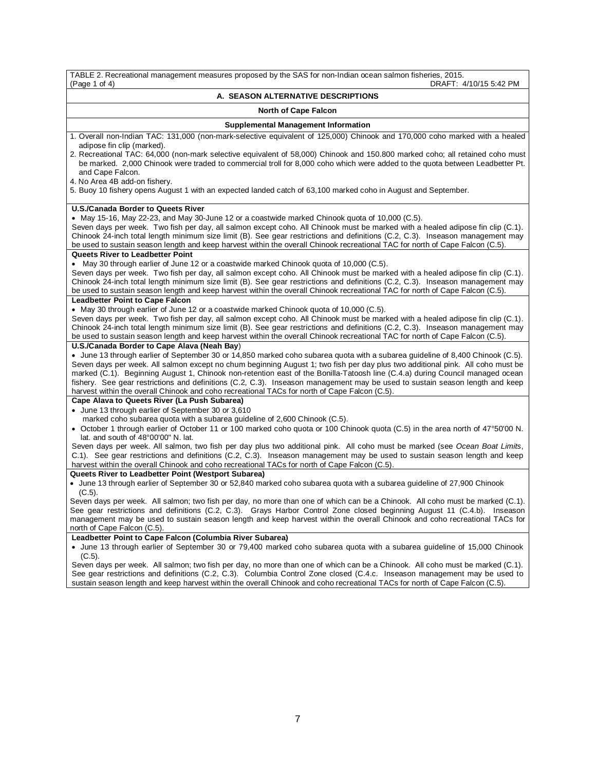TABLE 2. Recreational management measures proposed by the SAS for non-Indian ocean salmon fisheries, 2015.
(Page 1 of 4) DRAFT: 4/10/15 5:42 PM

## A. SEASON ALTERNATIVE DESCRIPTIONS

### North of Cape Falcon

#### Supplemental Management Information

1. Overall non-Indian TAC: 131,000 (non-mark-selective equivalent of 125,000) Chinook and 170,000 coho marked with a healed adipose fin clip (marked).
2. Recreational TAC: 64,000 (non-mark selective equivalent of 58,000) Chinook and 150.800 marked coho; all retained coho must be marked. 2,000 Chinook were traded to commercial troll for 8,000 coho which were added to the quota between Leadbetter Pt. and Cape Falcon.
4. No Area 4B add-on fishery.
5. Buoy 10 fishery opens August 1 with an expected landed catch of 63,100 marked coho in August and September.

**U.S./Canada Border to Queets River**

- May 15-16, May 22-23, and May 30-June 12 or a coastwide marked Chinook quota of 10,000 (C.5).

Seven days per week. Two fish per day, all salmon except coho. All Chinook must be marked with a healed adipose fin clip (C.1). Chinook 24-inch total length minimum size limit (B). See gear restrictions and definitions (C.2, C.3). Inseason management may be used to sustain season length and keep harvest within the overall Chinook recreational TAC for north of Cape Falcon (C.5).

**Queets River to Leadbetter Point**

- May 30 through earlier of June 12 or a coastwide marked Chinook quota of 10,000 (C.5).

Seven days per week. Two fish per day, all salmon except coho. All Chinook must be marked with a healed adipose fin clip (C.1). Chinook 24-inch total length minimum size limit (B). See gear restrictions and definitions (C.2, C.3). Inseason management may be used to sustain season length and keep harvest within the overall Chinook recreational TAC for north of Cape Falcon (C.5).

**Leadbetter Point to Cape Falcon**

- May 30 through earlier of June 12 or a coastwide marked Chinook quota of 10,000 (C.5).

Seven days per week. Two fish per day, all salmon except coho. All Chinook must be marked with a healed adipose fin clip (C.1). Chinook 24-inch total length minimum size limit (B). See gear restrictions and definitions (C.2, C.3). Inseason management may be used to sustain season length and keep harvest within the overall Chinook recreational TAC for north of Cape Falcon (C.5).

**U.S./Canada Border to Cape Alava (Neah Bay)**

- June 13 through earlier of September 30 or 14,850 marked coho subarea quota with a subarea guideline of 8,400 Chinook (C.5).

Seven days per week. All salmon except no chum beginning August 1; two fish per day plus two additional pink. All coho must be marked (C.1). Beginning August 1, Chinook non-retention east of the Bonilla-Tatoosh line (C.4.a) during Council managed ocean fishery. See gear restrictions and definitions (C.2, C.3). Inseason management may be used to sustain season length and keep harvest within the overall Chinook and coho recreational TACs for north of Cape Falcon (C.5).

**Cape Alava to Queets River (La Push Subarea)**

- June 13 through earlier of September 30 or 3,610 marked coho subarea quota with a subarea guideline of 2,600 Chinook (C.5).
- October 1 through earlier of October 11 or 100 marked coho quota or 100 Chinook quota (C.5) in the area north of 47°50'00 N. lat. and south of 48°00'00" N. lat.

Seven days per week. All salmon, two fish per day plus two additional pink. All coho must be marked (see *Ocean Boat Limits*, C.1). See gear restrictions and definitions (C.2, C.3). Inseason management may be used to sustain season length and keep harvest within the overall Chinook and coho recreational TACs for north of Cape Falcon (C.5).

**Queets River to Leadbetter Point (Westport Subarea)**

- June 13 through earlier of September 30 or 52,840 marked coho subarea quota with a subarea guideline of 27,900 Chinook (C.5).

Seven days per week. All salmon; two fish per day, no more than one of which can be a Chinook. All coho must be marked (C.1). See gear restrictions and definitions (C.2, C.3). Grays Harbor Control Zone closed beginning August 11 (C.4.b). Inseason management may be used to sustain season length and keep harvest within the overall Chinook and coho recreational TACs for north of Cape Falcon (C.5).

**Leadbetter Point to Cape Falcon (Columbia River Subarea)**

- June 13 through earlier of September 30 or 79,400 marked coho subarea quota with a subarea guideline of 15,000 Chinook (C.5).

Seven days per week. All salmon; two fish per day, no more than one of which can be a Chinook. All coho must be marked (C.1). See gear restrictions and definitions (C.2, C.3). Columbia Control Zone closed (C.4.c. Inseason management may be used to sustain season length and keep harvest within the overall Chinook and coho recreational TACs for north of Cape Falcon (C.5).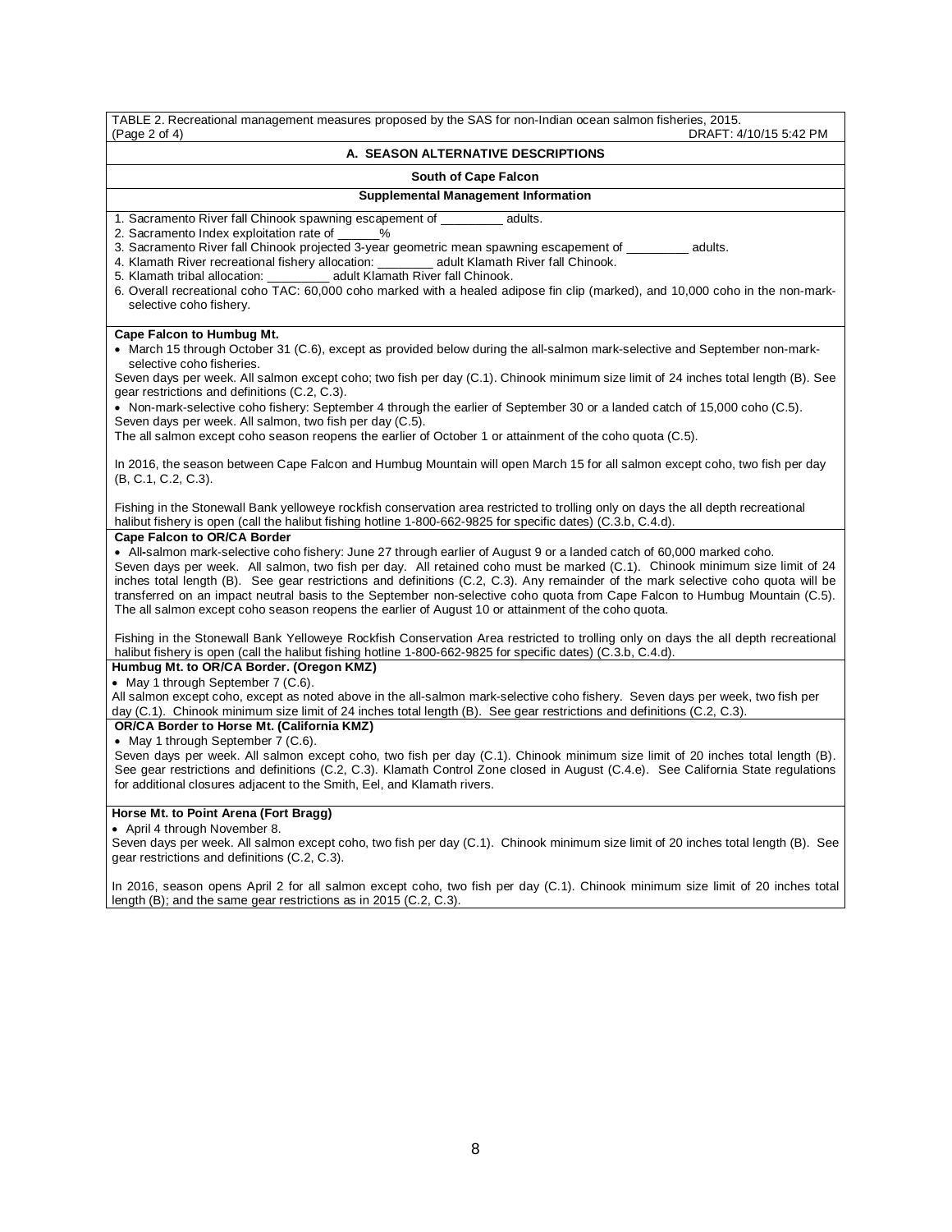TABLE 2. Recreational management measures proposed by the SAS for non-Indian ocean salmon fisheries, 2015.
(Page 2 of 4) DRAFT: 4/10/15 5:42 PM

## A. SEASON ALTERNATIVE DESCRIPTIONS

### South of Cape Falcon

#### Supplemental Management Information

1. Sacramento River fall Chinook spawning escapement of _________ adults.
2. Sacramento Index exploitation rate of ______%
3. Sacramento River fall Chinook projected 3-year geometric mean spawning escapement of _________ adults.
4. Klamath River recreational fishery allocation: ________ adult Klamath River fall Chinook.
5. Klamath tribal allocation: _________ adult Klamath River fall Chinook.
6. Overall recreational coho TAC: 60,000 coho marked with a healed adipose fin clip (marked), and 10,000 coho in the non-mark-selective coho fishery.

**Cape Falcon to Humbug Mt.**

- March 15 through October 31 (C.6), except as provided below during the all-salmon mark-selective and September non-mark-selective coho fisheries.

Seven days per week. All salmon except coho; two fish per day (C.1). Chinook minimum size limit of 24 inches total length (B). See gear restrictions and definitions (C.2, C.3).

- Non-mark-selective coho fishery: September 4 through the earlier of September 30 or a landed catch of 15,000 coho (C.5).

Seven days per week. All salmon, two fish per day (C.5).
The all salmon except coho season reopens the earlier of October 1 or attainment of the coho quota (C.5).

In 2016, the season between Cape Falcon and Humbug Mountain will open March 15 for all salmon except coho, two fish per day (B, C.1, C.2, C.3).

Fishing in the Stonewall Bank yelloweye rockfish conservation area restricted to trolling only on days the all depth recreational halibut fishery is open (call the halibut fishing hotline 1-800-662-9825 for specific dates) (C.3.b, C.4.d).

**Cape Falcon to OR/CA Border**

- All-salmon mark-selective coho fishery: June 27 through earlier of August 9 or a landed catch of 60,000 marked coho.

Seven days per week. All salmon, two fish per day. All retained coho must be marked (C.1). Chinook minimum size limit of 24 inches total length (B). See gear restrictions and definitions (C.2, C.3). Any remainder of the mark selective coho quota will be transferred on an impact neutral basis to the September non-selective coho quota from Cape Falcon to Humbug Mountain (C.5). The all salmon except coho season reopens the earlier of August 10 or attainment of the coho quota.

Fishing in the Stonewall Bank Yelloweye Rockfish Conservation Area restricted to trolling only on days the all depth recreational halibut fishery is open (call the halibut fishing hotline 1-800-662-9825 for specific dates) (C.3.b, C.4.d).

**Humbug Mt. to OR/CA Border. (Oregon KMZ)**

- May 1 through September 7 (C.6).

All salmon except coho, except as noted above in the all-salmon mark-selective coho fishery. Seven days per week, two fish per day (C.1). Chinook minimum size limit of 24 inches total length (B). See gear restrictions and definitions (C.2, C.3).

**OR/CA Border to Horse Mt. (California KMZ)**

- May 1 through September 7 (C.6).

Seven days per week. All salmon except coho, two fish per day (C.1). Chinook minimum size limit of 20 inches total length (B). See gear restrictions and definitions (C.2, C.3). Klamath Control Zone closed in August (C.4.e). See California State regulations for additional closures adjacent to the Smith, Eel, and Klamath rivers.

**Horse Mt. to Point Arena (Fort Bragg)**

- April 4 through November 8.

Seven days per week. All salmon except coho, two fish per day (C.1). Chinook minimum size limit of 20 inches total length (B). See gear restrictions and definitions (C.2, C.3).

In 2016, season opens April 2 for all salmon except coho, two fish per day (C.1). Chinook minimum size limit of 20 inches total length (B); and the same gear restrictions as in 2015 (C.2, C.3).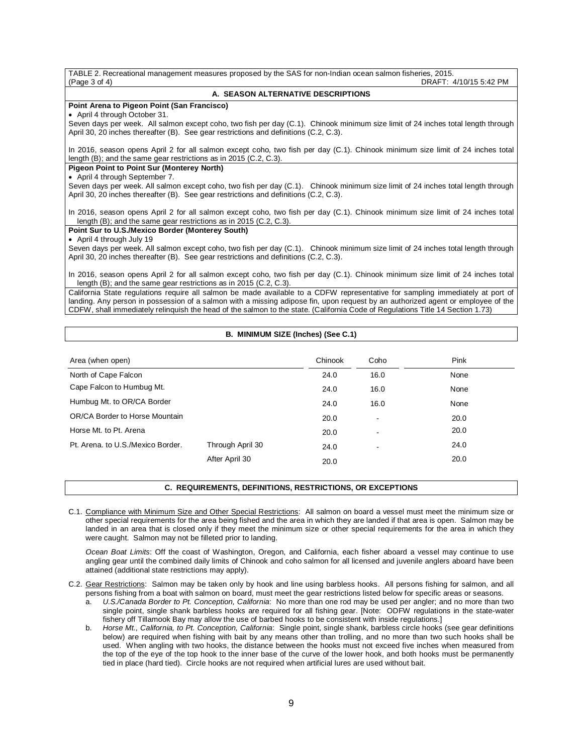TABLE 2. Recreational management measures proposed by the SAS for non-Indian ocean salmon fisheries, 2015.
(Page 3 of 4) DRAFT: 4/10/15 5:42 PM

## A. SEASON ALTERNATIVE DESCRIPTIONS

**Point Arena to Pigeon Point (San Francisco)**

- April 4 through October 31.

Seven days per week. All salmon except coho, two fish per day (C.1). Chinook minimum size limit of 24 inches total length through April 30, 20 inches thereafter (B). See gear restrictions and definitions (C.2, C.3).

In 2016, season opens April 2 for all salmon except coho, two fish per day (C.1). Chinook minimum size limit of 24 inches total length (B); and the same gear restrictions as in 2015 (C.2, C.3).

**Pigeon Point to Point Sur (Monterey North)**

- April 4 through September 7.

Seven days per week. All salmon except coho, two fish per day (C.1). Chinook minimum size limit of 24 inches total length through April 30, 20 inches thereafter (B). See gear restrictions and definitions (C.2, C.3).

In 2016, season opens April 2 for all salmon except coho, two fish per day (C.1). Chinook minimum size limit of 24 inches total length (B); and the same gear restrictions as in 2015 (C.2, C.3).

**Point Sur to U.S./Mexico Border (Monterey South)**

- April 4 through July 19

Seven days per week. All salmon except coho, two fish per day (C.1). Chinook minimum size limit of 24 inches total length through April 30, 20 inches thereafter (B). See gear restrictions and definitions (C.2, C.3).

In 2016, season opens April 2 for all salmon except coho, two fish per day (C.1). Chinook minimum size limit of 24 inches total length (B); and the same gear restrictions as in 2015 (C.2, C.3).

California State regulations require all salmon be made available to a CDFW representative for sampling immediately at port of landing. Any person in possession of a salmon with a missing adipose fin, upon request by an authorized agent or employee of the CDFW, shall immediately relinquish the head of the salmon to the state. (California Code of Regulations Title 14 Section 1.73)

## B. MINIMUM SIZE (Inches) (See C.1)

| Area (when open) | | Chinook | Coho | Pink |
|---|---|---|---|---|
| North of Cape Falcon | | 24.0 | 16.0 | None |
| Cape Falcon to Humbug Mt. | | 24.0 | 16.0 | None |
| Humbug Mt. to OR/CA Border | | 24.0 | 16.0 | None |
| OR/CA Border to Horse Mountain | | 20.0 | - | 20.0 |
| Horse Mt. to Pt. Arena | | 20.0 | - | 20.0 |
| Pt. Arena. to U.S./Mexico Border. | Through April 30 | 24.0 | - | 24.0 |
| | After April 30 | 20.0 | | 20.0 |

## C. REQUIREMENTS, DEFINITIONS, RESTRICTIONS, OR EXCEPTIONS

C.1. Compliance with Minimum Size and Other Special Restrictions: All salmon on board a vessel must meet the minimum size or other special requirements for the area being fished and the area in which they are landed if that area is open. Salmon may be landed in an area that is closed only if they meet the minimum size or other special requirements for the area in which they were caught. Salmon may not be filleted prior to landing.

*Ocean Boat Limits*: Off the coast of Washington, Oregon, and California, each fisher aboard a vessel may continue to use angling gear until the combined daily limits of Chinook and coho salmon for all licensed and juvenile anglers aboard have been attained (additional state restrictions may apply).

C.2. Gear Restrictions: Salmon may be taken only by hook and line using barbless hooks. All persons fishing for salmon, and all persons fishing from a boat with salmon on board, must meet the gear restrictions listed below for specific areas or seasons.

a. *U.S./Canada Border to Pt. Conception, California*: No more than one rod may be used per angler; and no more than two single point, single shank barbless hooks are required for all fishing gear. [Note: ODFW regulations in the state-water fishery off Tillamook Bay may allow the use of barbed hooks to be consistent with inside regulations.]

b. *Horse Mt., California, to Pt. Conception, California*: Single point, single shank, barbless circle hooks (see gear definitions below) are required when fishing with bait by any means other than trolling, and no more than two such hooks shall be used. When angling with two hooks, the distance between the hooks must not exceed five inches when measured from the top of the eye of the top hook to the inner base of the curve of the lower hook, and both hooks must be permanently tied in place (hard tied). Circle hooks are not required when artificial lures are used without bait.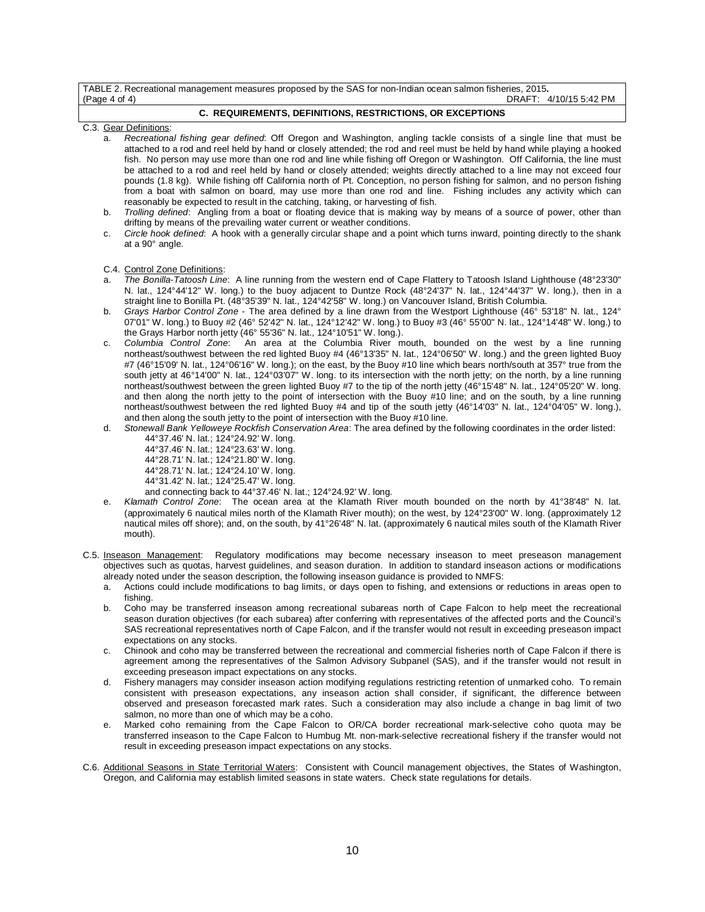TABLE 2. Recreational management measures proposed by the SAS for non-Indian ocean salmon fisheries, 2015.
(Page 4 of 4) DRAFT: 4/10/15 5:42 PM

**C. REQUIREMENTS, DEFINITIONS, RESTRICTIONS, OR EXCEPTIONS**

C.3. Gear Definitions:

a. *Recreational fishing gear defined*: Off Oregon and Washington, angling tackle consists of a single line that must be attached to a rod and reel held by hand or closely attended; the rod and reel must be held by hand while playing a hooked fish. No person may use more than one rod and line while fishing off Oregon or Washington. Off California, the line must be attached to a rod and reel held by hand or closely attended; weights directly attached to a line may not exceed four pounds (1.8 kg). While fishing off California north of Pt. Conception, no person fishing for salmon, and no person fishing from a boat with salmon on board, may use more than one rod and line. Fishing includes any activity which can reasonably be expected to result in the catching, taking, or harvesting of fish.

b. *Trolling defined*: Angling from a boat or floating device that is making way by means of a source of power, other than drifting by means of the prevailing water current or weather conditions.

c. *Circle hook defined*: A hook with a generally circular shape and a point which turns inward, pointing directly to the shank at a 90° angle.

C.4. Control Zone Definitions:

a. *The Bonilla-Tatoosh Line*: A line running from the western end of Cape Flattery to Tatoosh Island Lighthouse (48°23'30" N. lat., 124°44'12" W. long.) to the buoy adjacent to Duntze Rock (48°24'37" N. lat., 124°44'37" W. long.), then in a straight line to Bonilla Pt. (48°35'39" N. lat., 124°42'58" W. long.) on Vancouver Island, British Columbia.

b. *Grays Harbor Control Zone* - The area defined by a line drawn from the Westport Lighthouse (46° 53'18" N. lat., 124° 07'01" W. long.) to Buoy #2 (46° 52'42" N. lat., 124°12'42" W. long.) to Buoy #3 (46° 55'00" N. lat., 124°14'48" W. long.) to the Grays Harbor north jetty (46° 55'36" N. lat., 124°10'51" W. long.).

c. *Columbia Control Zone*: An area at the Columbia River mouth, bounded on the west by a line running northeast/southwest between the red lighted Buoy #4 (46°13'35" N. lat., 124°06'50" W. long.) and the green lighted Buoy #7 (46°15'09' N. lat., 124°06'16" W. long.); on the east, by the Buoy #10 line which bears north/south at 357° true from the south jetty at 46°14'00" N. lat., 124°03'07" W. long. to its intersection with the north jetty; on the north, by a line running northeast/southwest between the green lighted Buoy #7 to the tip of the north jetty (46°15'48" N. lat., 124°05'20" W. long. and then along the north jetty to the point of intersection with the Buoy #10 line; and on the south, by a line running northeast/southwest between the red lighted Buoy #4 and tip of the south jetty (46°14'03" N. lat., 124°04'05" W. long.), and then along the south jetty to the point of intersection with the Buoy #10 line.

d. *Stonewall Bank Yelloweye Rockfish Conservation Area*: The area defined by the following coordinates in the order listed:
44°37.46' N. lat.; 124°24.92' W. long.
44°37.46' N. lat.; 124°23.63' W. long.
44°28.71' N. lat.; 124°21.80' W. long.
44°28.71' N. lat.; 124°24.10' W. long.
44°31.42' N. lat.; 124°25.47' W. long.
and connecting back to 44°37.46' N. lat.; 124°24.92' W. long.

e. *Klamath Control Zone*: The ocean area at the Klamath River mouth bounded on the north by 41°38'48" N. lat. (approximately 6 nautical miles north of the Klamath River mouth); on the west, by 124°23'00" W. long. (approximately 12 nautical miles off shore); and, on the south, by 41°26'48" N. lat. (approximately 6 nautical miles south of the Klamath River mouth).

C.5. Inseason Management: Regulatory modifications may become necessary inseason to meet preseason management objectives such as quotas, harvest guidelines, and season duration. In addition to standard inseason actions or modifications already noted under the season description, the following inseason guidance is provided to NMFS:

a. Actions could include modifications to bag limits, or days open to fishing, and extensions or reductions in areas open to fishing.

b. Coho may be transferred inseason among recreational subareas north of Cape Falcon to help meet the recreational season duration objectives (for each subarea) after conferring with representatives of the affected ports and the Council's SAS recreational representatives north of Cape Falcon, and if the transfer would not result in exceeding preseason impact expectations on any stocks.

c. Chinook and coho may be transferred between the recreational and commercial fisheries north of Cape Falcon if there is agreement among the representatives of the Salmon Advisory Subpanel (SAS), and if the transfer would not result in exceeding preseason impact expectations on any stocks.

d. Fishery managers may consider inseason action modifying regulations restricting retention of unmarked coho. To remain consistent with preseason expectations, any inseason action shall consider, if significant, the difference between observed and preseason forecasted mark rates. Such a consideration may also include a change in bag limit of two salmon, no more than one of which may be a coho.

e. Marked coho remaining from the Cape Falcon to OR/CA border recreational mark-selective coho quota may be transferred inseason to the Cape Falcon to Humbug Mt. non-mark-selective recreational fishery if the transfer would not result in exceeding preseason impact expectations on any stocks.

C.6. Additional Seasons in State Territorial Waters: Consistent with Council management objectives, the States of Washington, Oregon, and California may establish limited seasons in state waters. Check state regulations for details.